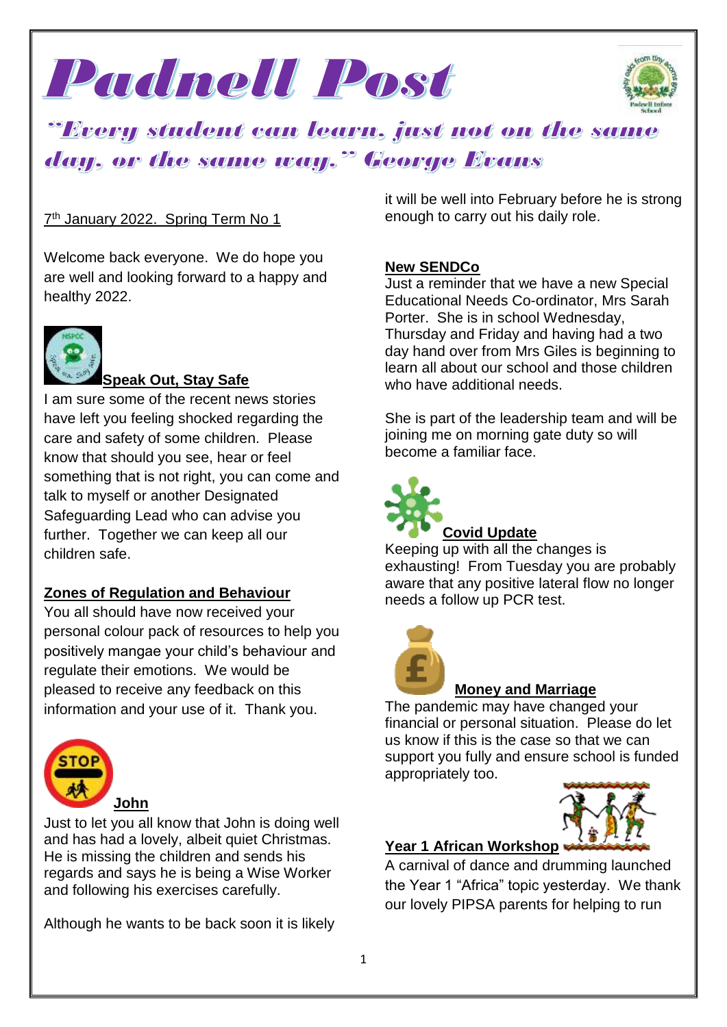# Padnell Post

## *"Every student can learn, just not on the same day, or the same way." George Evans*

7th January 2022. Spring Term No 1

Welcome back everyone. We do hope you are well and looking forward to a happy and healthy 2022.

### Speak Out, Stay Safe

I am sure some of the recent news stories have left you feeling shocked regarding the care and safety of some children. Please know that should you see, hear or feel something that is not right, you can come and talk to myself or another Designated Safeguarding Lead who can advise you further. Together we can keep all our children safe.

### Zones of Regulation and Behaviour

You all should have now received your personal colour pack of resources to help you positively mangae your child's behaviour and regulate their emotions. We would be pleased to receive any feedback on this information and your use of it. Thank you.

### John

Just to let you all know that John is doing well and has had a lovely, albeit quiet Christmas. He is missing the children and sends his regards and says he is being a Wise Worker and following his exercises carefully.

Although he wants to be back soon it is likely it will be well into February before he is strong enough to carry out his daily role.

### New SENDCo

Just a reminder that we have a new Special Educational Needs Co-ordinator, Mrs Sarah Porter. She is in school Wednesday, Thursday and Friday and having had a two day hand over from Mrs Giles is beginning to learn all about our school and those children who have additional needs.

She is part of the leadership team and will be joining me on morning gate duty so will become a familiar face.

### Covid Update

Keeping up with all the changes is exhausting! From Tuesday you are probably aware that any positive lateral flow no longer needs a follow up PCR test.

### Money and Marriage

The pandemic may have changed your financial or personal situation. Please do let us know if this is the case so that we can support you fully and ensure school is funded appropriately too.

### Year 1 African Workshop

A carnival of dance and drumming launched the Year 1 "Africa" topic yesterday. We thank our lovely PIPSA parents for helping to run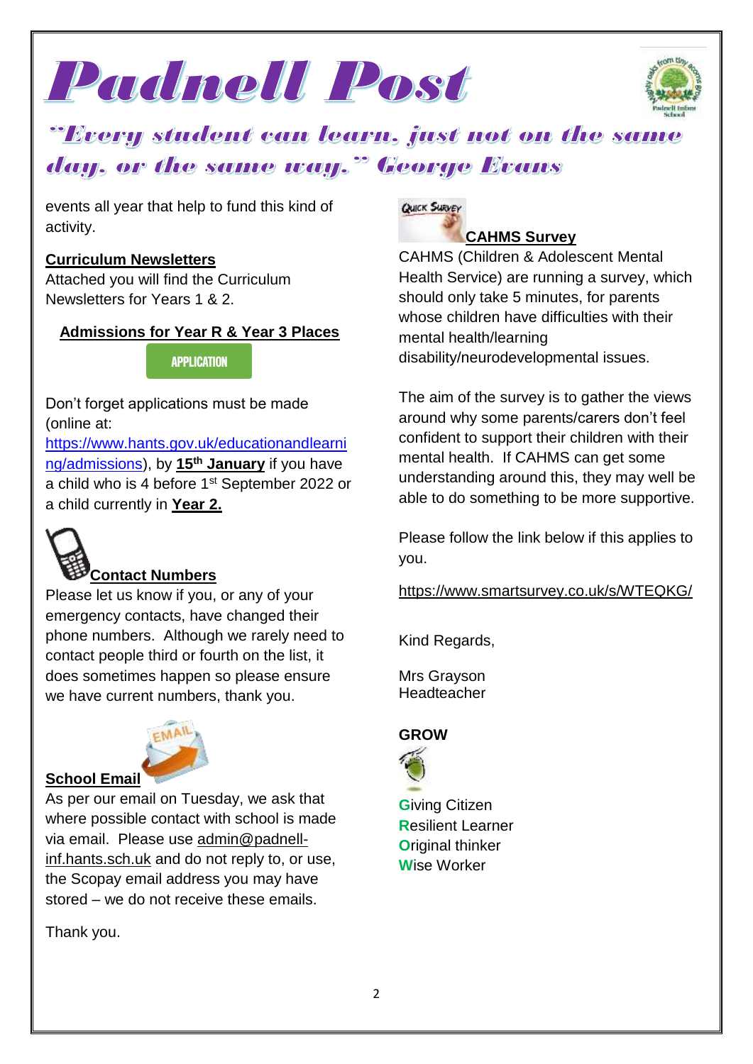# Padnell Post

*"Every student can learn, just not on the same day, or the same way." George Evans*

events all year that help to fund this kind of activity.

**Curriculum Newsletters**

Attached you will find the Curriculum Newsletters for Years 1 & 2.

**Admissions for Year R & Year 3 Places**

APPLICATION

Don't forget applications must be made (online at: https://www.hants.gov.uk/educationandlearning/admissions), by **15th January** if you have a child who is 4 before 1st September 2022 or a child currently in **Year 2.**

**Contact Numbers**

Please let us know if you, or any of your emergency contacts, have changed their phone numbers. Although we rarely need to contact people third or fourth on the list, it does sometimes happen so please ensure we have current numbers, thank you.

**School Email**

As per our email on Tuesday, we ask that where possible contact with school is made via email. Please use admin@padnell-inf.hants.sch.uk and do not reply to, or use, the Scopay email address you may have stored – we do not receive these emails.

Thank you.

**CAHMS Survey**

CAHMS (Children & Adolescent Mental Health Service) are running a survey, which should only take 5 minutes, for parents whose children have difficulties with their mental health/learning disability/neurodevelopmental issues.

The aim of the survey is to gather the views around why some parents/carers don't feel confident to support their children with their mental health. If CAHMS can get some understanding around this, they may well be able to do something to be more supportive.

Please follow the link below if this applies to you.

https://www.smartsurvey.co.uk/s/WTEQKG/

Kind Regards,

Mrs Grayson
Headteacher

**GROW**

**G**iving Citizen
**R**esilient Learner
**O**riginal thinker
**W**ise Worker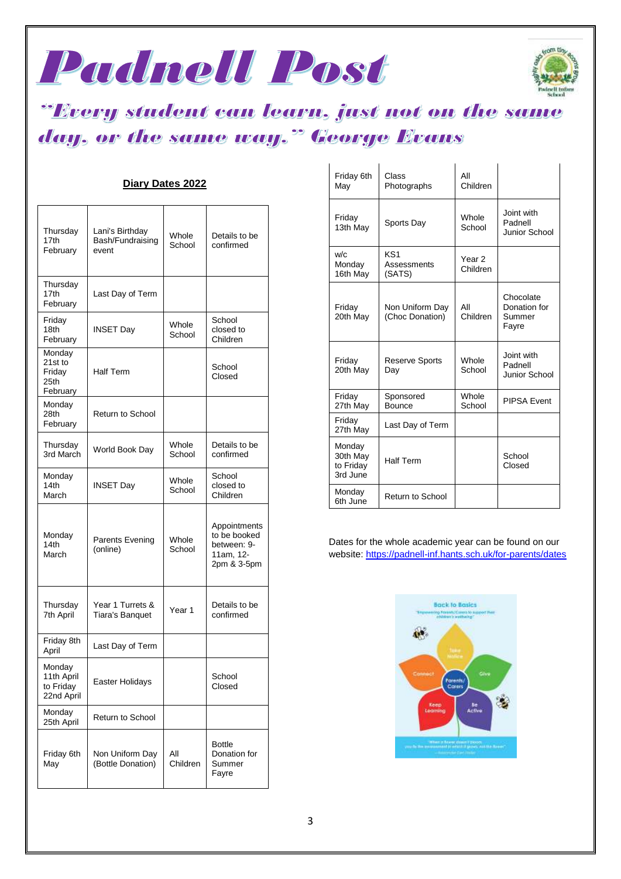# Padnell Post

*"Every student can learn, just not on the same day, or the same way." George Evans*

## Diary Dates 2022

| | | | |
|---|---|---|---|
| Thursday 17th February | Lani's Birthday Bash/Fundraising event | Whole School | Details to be confirmed |
| Thursday 17th February | Last Day of Term | | |
| Friday 18th February | INSET Day | Whole School | School closed to Children |
| Monday 21st to Friday 25th February | Half Term | | School Closed |
| Monday 28th February | Return to School | | |
| Thursday 3rd March | World Book Day | Whole School | Details to be confirmed |
| Monday 14th March | INSET Day | Whole School | School closed to Children |
| Monday 14th March | Parents Evening (online) | Whole School | Appointments to be booked between: 9-11am, 12-2pm & 3-5pm |
| Thursday 7th April | Year 1 Turrets & Tiara's Banquet | Year 1 | Details to be confirmed |
| Friday 8th April | Last Day of Term | | |
| Monday 11th April to Friday 22nd April | Easter Holidays | | School Closed |
| Monday 25th April | Return to School | | |
| Friday 6th May | Non Uniform Day (Bottle Donation) | All Children | Bottle Donation for Summer Fayre |
| Friday 6th May | Class Photographs | All Children | |
| Friday 13th May | Sports Day | Whole School | Joint with Padnell Junior School |
| w/c Monday 16th May | KS1 Assessments (SATS) | Year 2 Children | |
| Friday 20th May | Non Uniform Day (Choc Donation) | All Children | Chocolate Donation for Summer Fayre |
| Friday 20th May | Reserve Sports Day | Whole School | Joint with Padnell Junior School |
| Friday 27th May | Sponsored Bounce | Whole School | PIPSA Event |
| Friday 27th May | Last Day of Term | | |
| Monday 30th May to Friday 3rd June | Half Term | | School Closed |
| Monday 6th June | Return to School | | |

Dates for the whole academic year can be found on our website: https://padnell-inf.hants.sch.uk/for-parents/dates